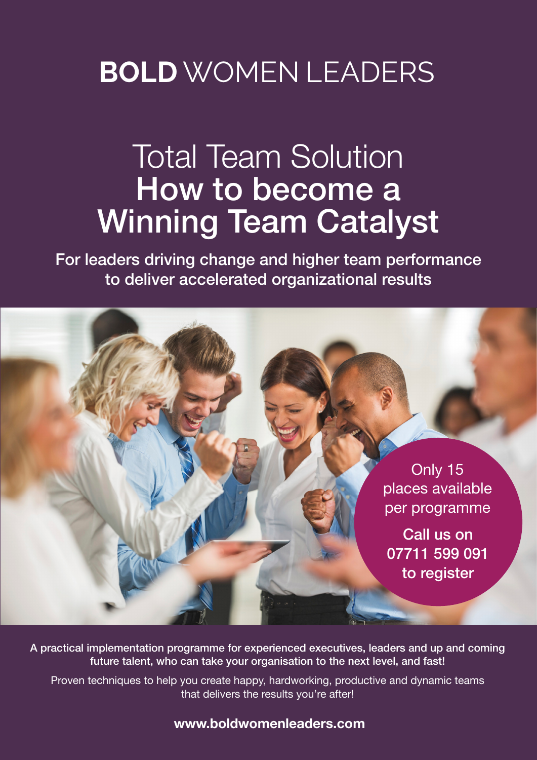# **BOLD** WOMEN LEADERS

## Total Team Solution
## **How to become a Winning Team Catalyst**

**For leaders driving change and higher team performance to deliver accelerated organizational results**

Only 15 places available per programme

**Call us on 07711 599 091 to register**

A practical implementation programme for experienced executives, leaders and up and coming future talent, who can take your organisation to the next level, and fast!

Proven techniques to help you create happy, hardworking, productive and dynamic teams that delivers the results you're after!

**www.boldwomenleaders.com**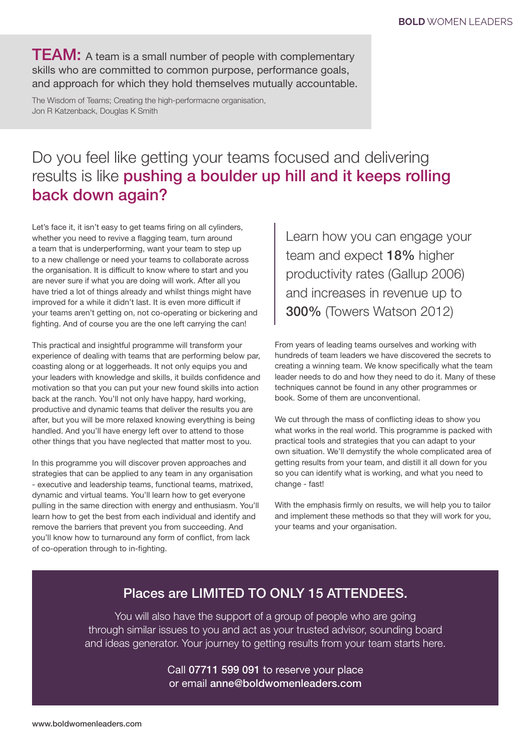**TEAM:** A team is a small number of people with complementary skills who are committed to common purpose, performance goals, and approach for which they hold themselves mutually accountable.

The Wisdom of Teams; Creating the high-performacne organisation, Jon R Katzenback, Douglas K Smith

## Do you feel like getting your teams focused and delivering results is like **pushing a boulder up hill and it keeps rolling back down again?**

Let's face it, it isn't easy to get teams firing on all cylinders, whether you need to revive a flagging team, turn around a team that is underperforming, want your team to step up to a new challenge or need your teams to collaborate across the organisation. It is difficult to know where to start and you are never sure if what you are doing will work. After all you have tried a lot of things already and whilst things might have improved for a while it didn't last. It is even more difficult if your teams aren't getting on, not co-operating or bickering and fighting. And of course you are the one left carrying the can!

This practical and insightful programme will transform your experience of dealing with teams that are performing below par, coasting along or at loggerheads. It not only equips you and your leaders with knowledge and skills, it builds confidence and motivation so that you can put your new found skills into action back at the ranch. You'll not only have happy, hard working, productive and dynamic teams that deliver the results you are after, but you will be more relaxed knowing everything is being handled. And you'll have energy left over to attend to those other things that you have neglected that matter most to you.

In this programme you will discover proven approaches and strategies that can be applied to any team in any organisation - executive and leadership teams, functional teams, matrixed, dynamic and virtual teams. You'll learn how to get everyone pulling in the same direction with energy and enthusiasm. You'll learn how to get the best from each individual and identify and remove the barriers that prevent you from succeeding. And you'll know how to turnaround any form of conflict, from lack of co-operation through to in-fighting.

> Learn how you can engage your team and expect **18%** higher productivity rates (Gallup 2006) and increases in revenue up to **300%** (Towers Watson 2012)

From years of leading teams ourselves and working with hundreds of team leaders we have discovered the secrets to creating a winning team. We know specifically what the team leader needs to do and how they need to do it. Many of these techniques cannot be found in any other programmes or book. Some of them are unconventional.

We cut through the mass of conflicting ideas to show you what works in the real world. This programme is packed with practical tools and strategies that you can adapt to your own situation. We'll demystify the whole complicated area of getting results from your team, and distill it all down for you so you can identify what is working, and what you need to change - fast!

With the emphasis firmly on results, we will help you to tailor and implement these methods so that they will work for you, your teams and your organisation.

### Places are LIMITED TO ONLY 15 ATTENDEES.

You will also have the support of a group of people who are going through similar issues to you and act as your trusted advisor, sounding board and ideas generator. Your journey to getting results from your team starts here.

Call **07711 599 091** to reserve your place
or email **anne@boldwomenleaders.com**

www.boldwomenleaders.com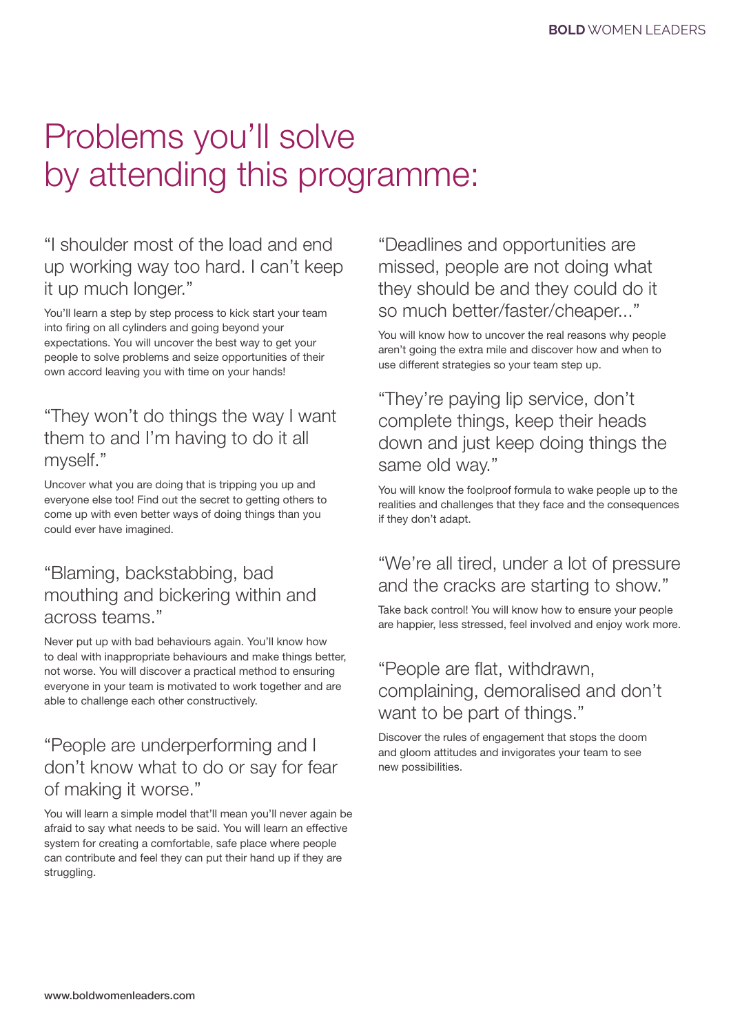# Problems you'll solve by attending this programme:

### "I shoulder most of the load and end up working way too hard. I can't keep it up much longer."

You'll learn a step by step process to kick start your team into firing on all cylinders and going beyond your expectations. You will uncover the best way to get your people to solve problems and seize opportunities of their own accord leaving you with time on your hands!

### "They won't do things the way I want them to and I'm having to do it all myself."

Uncover what you are doing that is tripping you up and everyone else too! Find out the secret to getting others to come up with even better ways of doing things than you could ever have imagined.

### "Blaming, backstabbing, bad mouthing and bickering within and across teams."

Never put up with bad behaviours again. You'll know how to deal with inappropriate behaviours and make things better, not worse. You will discover a practical method to ensuring everyone in your team is motivated to work together and are able to challenge each other constructively.

### "People are underperforming and I don't know what to do or say for fear of making it worse."

You will learn a simple model that'll mean you'll never again be afraid to say what needs to be said. You will learn an effective system for creating a comfortable, safe place where people can contribute and feel they can put their hand up if they are struggling.

### "Deadlines and opportunities are missed, people are not doing what they should be and they could do it so much better/faster/cheaper..."

You will know how to uncover the real reasons why people aren't going the extra mile and discover how and when to use different strategies so your team step up.

### "They're paying lip service, don't complete things, keep their heads down and just keep doing things the same old way."

You will know the foolproof formula to wake people up to the realities and challenges that they face and the consequences if they don't adapt.

### "We're all tired, under a lot of pressure and the cracks are starting to show."

Take back control! You will know how to ensure your people are happier, less stressed, feel involved and enjoy work more.

### "People are flat, withdrawn, complaining, demoralised and don't want to be part of things."

Discover the rules of engagement that stops the doom and gloom attitudes and invigorates your team to see new possibilities.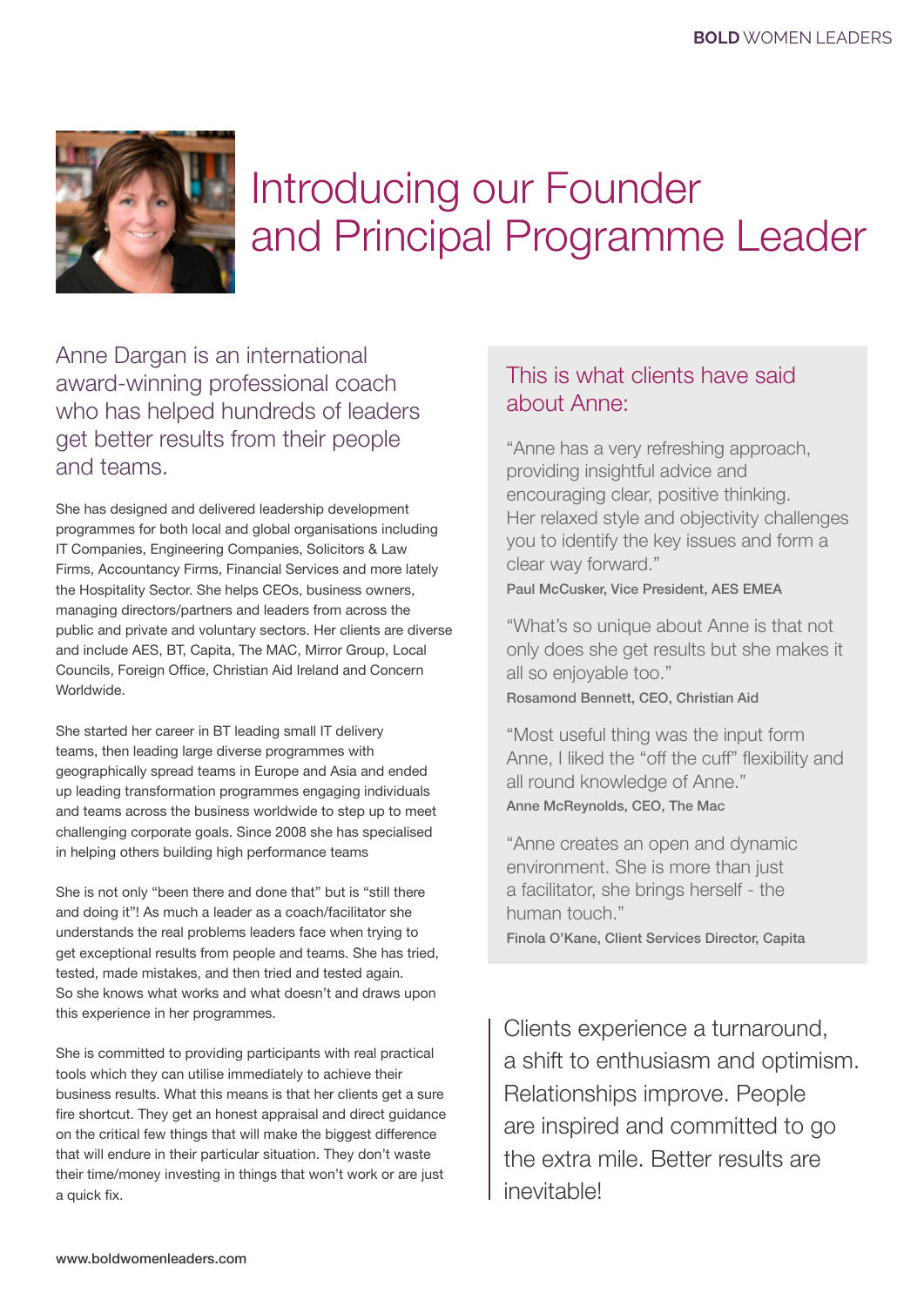# Introducing our Founder and Principal Programme Leader

Anne Dargan is an international award-winning professional coach who has helped hundreds of leaders get better results from their people and teams.

She has designed and delivered leadership development programmes for both local and global organisations including IT Companies, Engineering Companies, Solicitors & Law Firms, Accountancy Firms, Financial Services and more lately the Hospitality Sector. She helps CEOs, business owners, managing directors/partners and leaders from across the public and private and voluntary sectors. Her clients are diverse and include AES, BT, Capita, The MAC, Mirror Group, Local Councils, Foreign Office, Christian Aid Ireland and Concern Worldwide.

She started her career in BT leading small IT delivery teams, then leading large diverse programmes with geographically spread teams in Europe and Asia and ended up leading transformation programmes engaging individuals and teams across the business worldwide to step up to meet challenging corporate goals. Since 2008 she has specialised in helping others building high performance teams

She is not only "been there and done that" but is "still there and doing it"! As much a leader as a coach/facilitator she understands the real problems leaders face when trying to get exceptional results from people and teams. She has tried, tested, made mistakes, and then tried and tested again. So she knows what works and what doesn't and draws upon this experience in her programmes.

She is committed to providing participants with real practical tools which they can utilise immediately to achieve their business results. What this means is that her clients get a sure fire shortcut. They get an honest appraisal and direct guidance on the critical few things that will make the biggest difference that will endure in their particular situation. They don't waste their time/money investing in things that won't work or are just a quick fix.

## This is what clients have said about Anne:

"Anne has a very refreshing approach, providing insightful advice and encouraging clear, positive thinking. Her relaxed style and objectivity challenges you to identify the key issues and form a clear way forward."

**Paul McCusker, Vice President, AES EMEA**

"What's so unique about Anne is that not only does she get results but she makes it all so enjoyable too."

**Rosamond Bennett, CEO, Christian Aid**

"Most useful thing was the input form Anne, I liked the "off the cuff" flexibility and all round knowledge of Anne."

**Anne McReynolds, CEO, The Mac**

"Anne creates an open and dynamic environment. She is more than just a facilitator, she brings herself - the human touch."

**Finola O'Kane, Client Services Director, Capita**

Clients experience a turnaround, a shift to enthusiasm and optimism. Relationships improve. People are inspired and committed to go the extra mile. Better results are inevitable!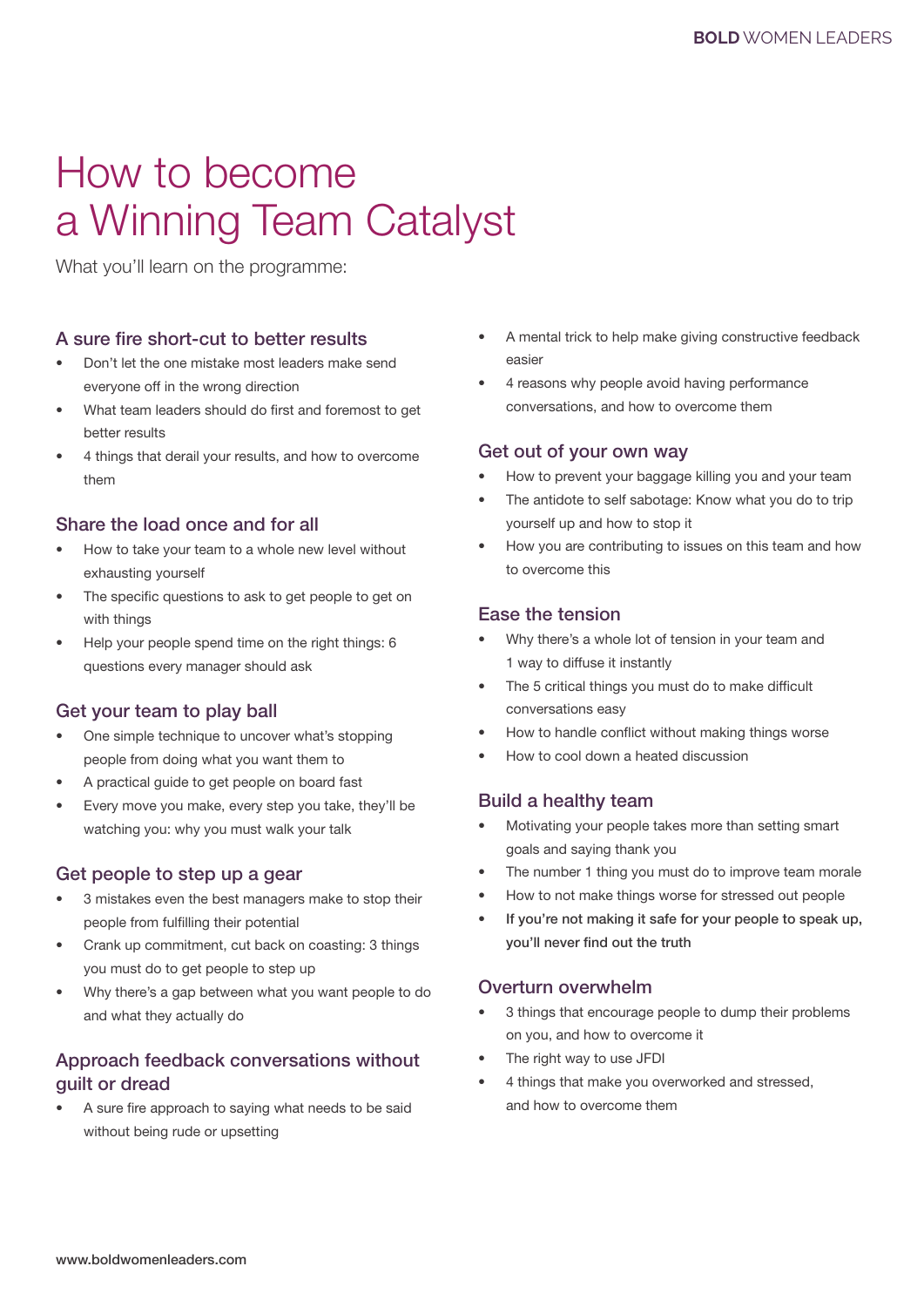# How to become a Winning Team Catalyst

What you'll learn on the programme:

## A sure fire short-cut to better results

- Don't let the one mistake most leaders make send everyone off in the wrong direction
- What team leaders should do first and foremost to get better results
- 4 things that derail your results, and how to overcome them

## Share the load once and for all

- How to take your team to a whole new level without exhausting yourself
- The specific questions to ask to get people to get on with things
- Help your people spend time on the right things: 6 questions every manager should ask

## Get your team to play ball

- One simple technique to uncover what's stopping people from doing what you want them to
- A practical guide to get people on board fast
- Every move you make, every step you take, they'll be watching you: why you must walk your talk

## Get people to step up a gear

- 3 mistakes even the best managers make to stop their people from fulfilling their potential
- Crank up commitment, cut back on coasting: 3 things you must do to get people to step up
- Why there's a gap between what you want people to do and what they actually do

## Approach feedback conversations without guilt or dread

- A sure fire approach to saying what needs to be said without being rude or upsetting
- A mental trick to help make giving constructive feedback easier
- 4 reasons why people avoid having performance conversations, and how to overcome them

## Get out of your own way

- How to prevent your baggage killing you and your team
- The antidote to self sabotage: Know what you do to trip yourself up and how to stop it
- How you are contributing to issues on this team and how to overcome this

## Ease the tension

- Why there's a whole lot of tension in your team and 1 way to diffuse it instantly
- The 5 critical things you must do to make difficult conversations easy
- How to handle conflict without making things worse
- How to cool down a heated discussion

## Build a healthy team

- Motivating your people takes more than setting smart goals and saying thank you
- The number 1 thing you must do to improve team morale
- How to not make things worse for stressed out people
- If you're not making it safe for your people to speak up, you'll never find out the truth

## Overturn overwhelm

- 3 things that encourage people to dump their problems on you, and how to overcome it
- The right way to use JFDI
- 4 things that make you overworked and stressed, and how to overcome them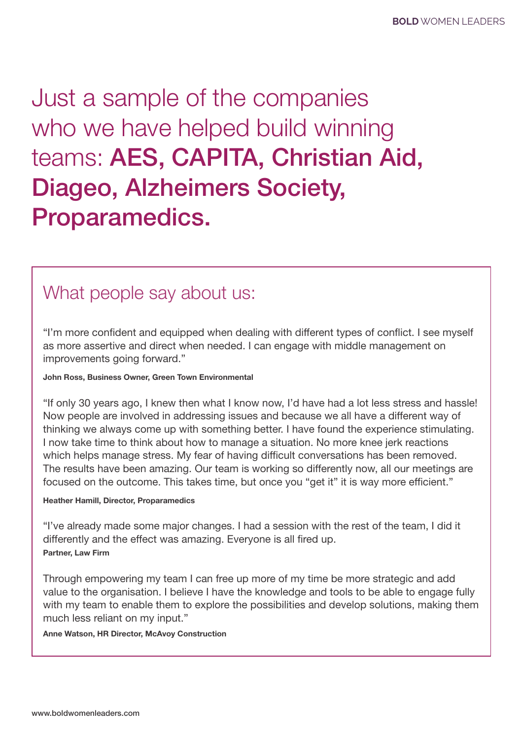# Just a sample of the companies who we have helped build winning teams: **AES, CAPITA, Christian Aid, Diageo, Alzheimers Society, Proparamedics.**

## What people say about us:

"I'm more confident and equipped when dealing with different types of conflict. I see myself as more assertive and direct when needed. I can engage with middle management on improvements going forward."

**John Ross, Business Owner, Green Town Environmental**

"If only 30 years ago, I knew then what I know now, I'd have had a lot less stress and hassle! Now people are involved in addressing issues and because we all have a different way of thinking we always come up with something better. I have found the experience stimulating. I now take time to think about how to manage a situation. No more knee jerk reactions which helps manage stress. My fear of having difficult conversations has been removed. The results have been amazing. Our team is working so differently now, all our meetings are focused on the outcome. This takes time, but once you "get it" it is way more efficient."

**Heather Hamill, Director, Proparamedics**

"I've already made some major changes. I had a session with the rest of the team, I did it differently and the effect was amazing. Everyone is all fired up.

**Partner, Law Firm**

Through empowering my team I can free up more of my time be more strategic and add value to the organisation. I believe I have the knowledge and tools to be able to engage fully with my team to enable them to explore the possibilities and develop solutions, making them much less reliant on my input."

**Anne Watson, HR Director, McAvoy Construction**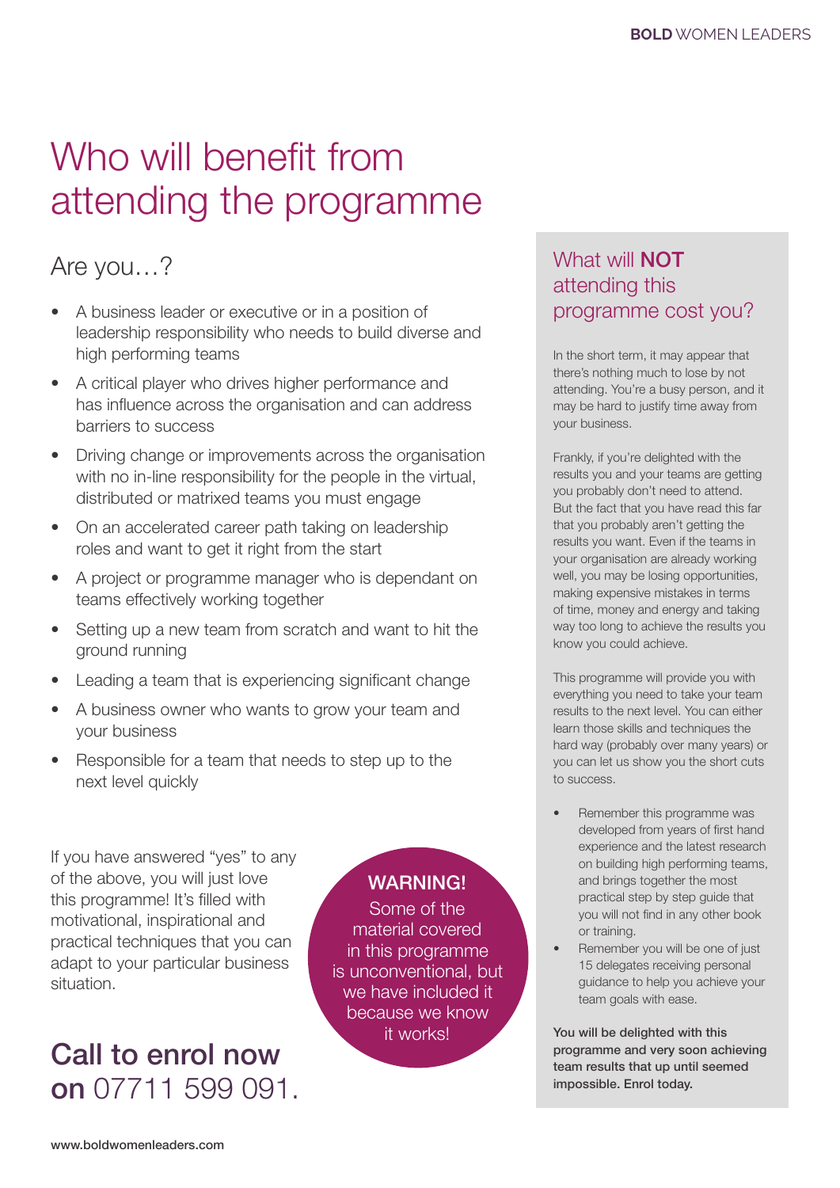# Who will benefit from attending the programme

## Are you…?

- A business leader or executive or in a position of leadership responsibility who needs to build diverse and high performing teams
- A critical player who drives higher performance and has influence across the organisation and can address barriers to success
- Driving change or improvements across the organisation with no in-line responsibility for the people in the virtual, distributed or matrixed teams you must engage
- On an accelerated career path taking on leadership roles and want to get it right from the start
- A project or programme manager who is dependant on teams effectively working together
- Setting up a new team from scratch and want to hit the ground running
- Leading a team that is experiencing significant change
- A business owner who wants to grow your team and your business
- Responsible for a team that needs to step up to the next level quickly

If you have answered "yes" to any of the above, you will just love this programme! It's filled with motivational, inspirational and practical techniques that you can adapt to your particular business situation.

**WARNING!**
Some of the material covered in this programme is unconventional, but we have included it because we know it works!

## **Call to enrol now on** 07711 599 091.

## What will **NOT** attending this programme cost you?

In the short term, it may appear that there's nothing much to lose by not attending. You're a busy person, and it may be hard to justify time away from your business.

Frankly, if you're delighted with the results you and your teams are getting you probably don't need to attend. But the fact that you have read this far that you probably aren't getting the results you want. Even if the teams in your organisation are already working well, you may be losing opportunities, making expensive mistakes in terms of time, money and energy and taking way too long to achieve the results you know you could achieve.

This programme will provide you with everything you need to take your team results to the next level. You can either learn those skills and techniques the hard way (probably over many years) or you can let us show you the short cuts to success.

- Remember this programme was developed from years of first hand experience and the latest research on building high performing teams, and brings together the most practical step by step guide that you will not find in any other book or training.
- Remember you will be one of just 15 delegates receiving personal guidance to help you achieve your team goals with ease.

**You will be delighted with this programme and very soon achieving team results that up until seemed impossible. Enrol today.**

www.boldwomenleaders.com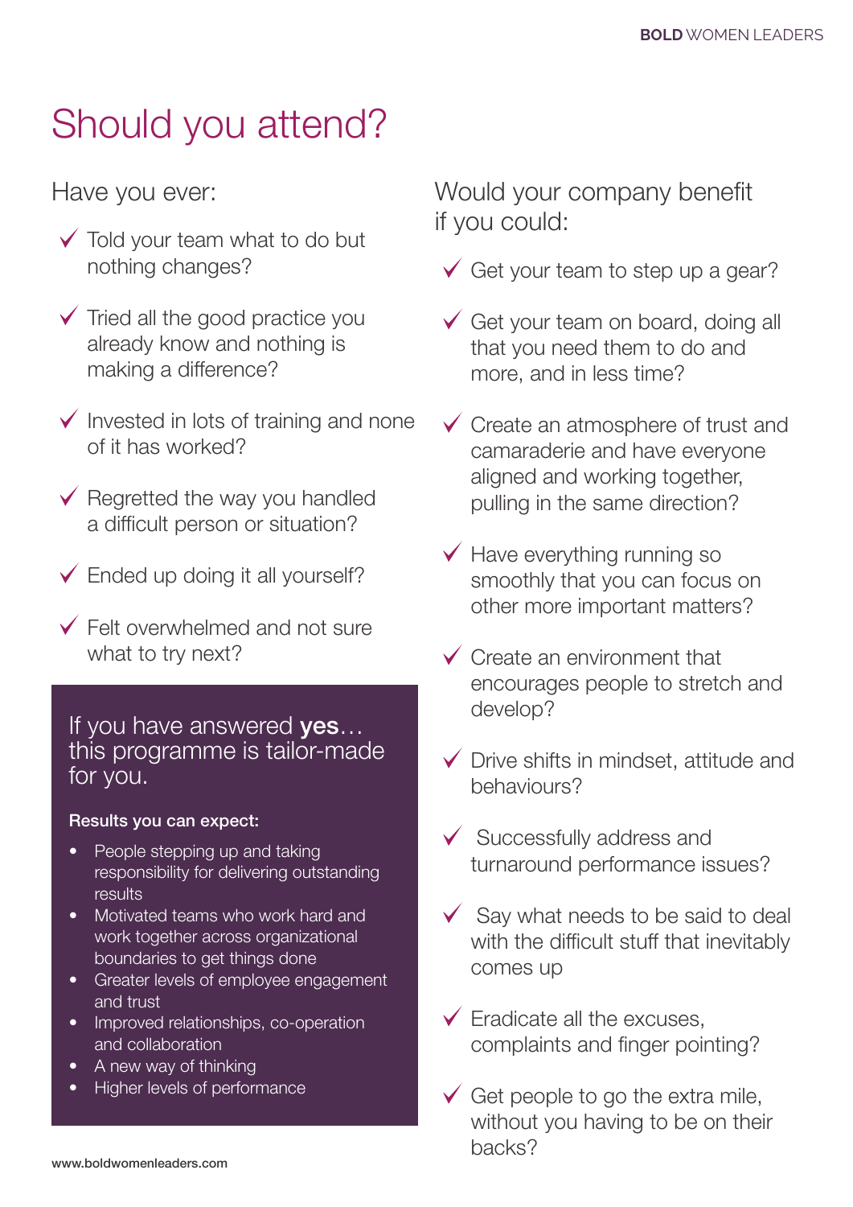# Should you attend?

## Have you ever:

- ✓ Told your team what to do but nothing changes?
- ✓ Tried all the good practice you already know and nothing is making a difference?
- ✓ Invested in lots of training and none of it has worked?
- ✓ Regretted the way you handled a difficult person or situation?
- ✓ Ended up doing it all yourself?
- ✓ Felt overwhelmed and not sure what to try next?

### If you have answered **yes**… this programme is tailor-made for you.

**Results you can expect:**

- People stepping up and taking responsibility for delivering outstanding results
- Motivated teams who work hard and work together across organizational boundaries to get things done
- Greater levels of employee engagement and trust
- Improved relationships, co-operation and collaboration
- A new way of thinking
- Higher levels of performance

## Would your company benefit if you could:

- ✓ Get your team to step up a gear?
- ✓ Get your team on board, doing all that you need them to do and more, and in less time?
- ✓ Create an atmosphere of trust and camaraderie and have everyone aligned and working together, pulling in the same direction?
- ✓ Have everything running so smoothly that you can focus on other more important matters?
- ✓ Create an environment that encourages people to stretch and develop?
- ✓ Drive shifts in mindset, attitude and behaviours?
- ✓ Successfully address and turnaround performance issues?
- ✓ Say what needs to be said to deal with the difficult stuff that inevitably comes up
- ✓ Eradicate all the excuses, complaints and finger pointing?
- ✓ Get people to go the extra mile, without you having to be on their backs?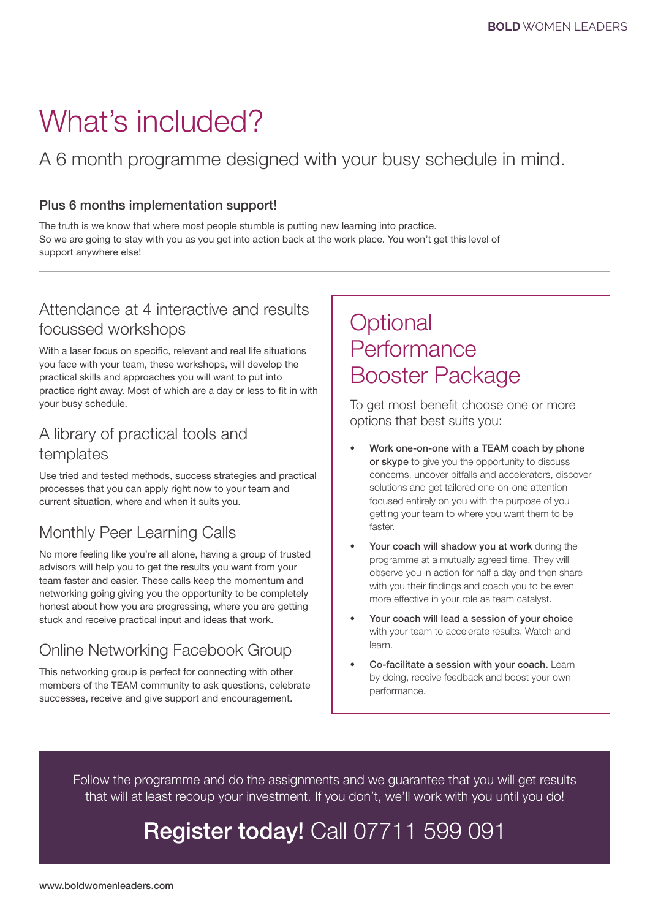# What's included?

## A 6 month programme designed with your busy schedule in mind.

**Plus 6 months implementation support!**

The truth is we know that where most people stumble is putting new learning into practice. So we are going to stay with you as you get into action back at the work place. You won't get this level of support anywhere else!

---

### Attendance at 4 interactive and results focussed workshops

With a laser focus on specific, relevant and real life situations you face with your team, these workshops, will develop the practical skills and approaches you will want to put into practice right away. Most of which are a day or less to fit in with your busy schedule.

### A library of practical tools and templates

Use tried and tested methods, success strategies and practical processes that you can apply right now to your team and current situation, where and when it suits you.

### Monthly Peer Learning Calls

No more feeling like you're all alone, having a group of trusted advisors will help you to get the results you want from your team faster and easier. These calls keep the momentum and networking going giving you the opportunity to be completely honest about how you are progressing, where you are getting stuck and receive practical input and ideas that work.

### Online Networking Facebook Group

This networking group is perfect for connecting with other members of the TEAM community to ask questions, celebrate successes, receive and give support and encouragement.

## Optional Performance Booster Package

To get most benefit choose one or more options that best suits you:

- **Work one-on-one with a TEAM coach by phone or skype** to give you the opportunity to discuss concerns, uncover pitfalls and accelerators, discover solutions and get tailored one-on-one attention focused entirely on you with the purpose of you getting your team to where you want them to be faster.
- **Your coach will shadow you at work** during the programme at a mutually agreed time. They will observe you in action for half a day and then share with you their findings and coach you to be even more effective in your role as team catalyst.
- **Your coach will lead a session of your choice** with your team to accelerate results. Watch and learn.
- **Co-facilitate a session with your coach.** Learn by doing, receive feedback and boost your own performance.

Follow the programme and do the assignments and we guarantee that you will get results that will at least recoup your investment. If you don't, we'll work with you until you do!

## **Register today!** Call 07711 599 091

www.boldwomenleaders.com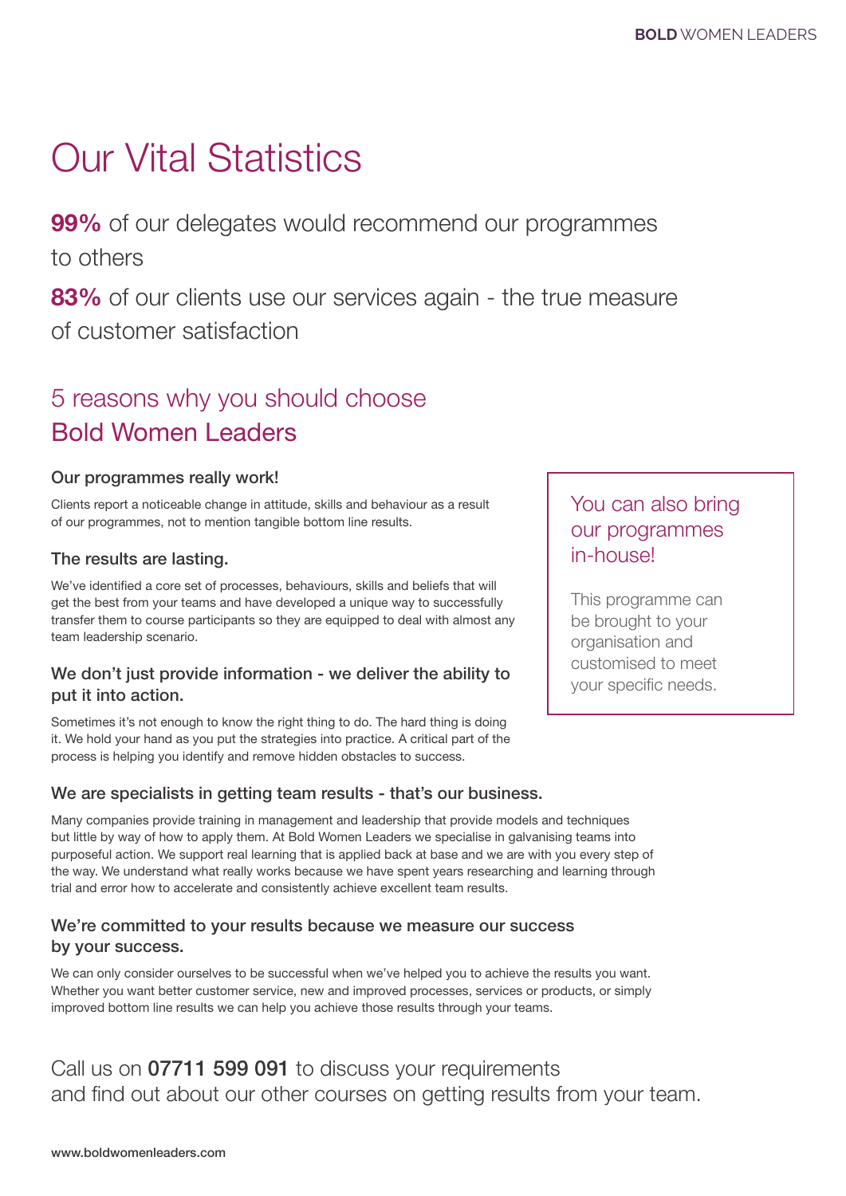# Our Vital Statistics

**99%** of our delegates would recommend our programmes to others

**83%** of our clients use our services again - the true measure of customer satisfaction

## 5 reasons why you should choose Bold Women Leaders

### Our programmes really work!

Clients report a noticeable change in attitude, skills and behaviour as a result of our programmes, not to mention tangible bottom line results.

### The results are lasting.

We've identified a core set of processes, behaviours, skills and beliefs that will get the best from your teams and have developed a unique way to successfully transfer them to course participants so they are equipped to deal with almost any team leadership scenario.

### We don't just provide information - we deliver the ability to put it into action.

Sometimes it's not enough to know the right thing to do. The hard thing is doing it. We hold your hand as you put the strategies into practice. A critical part of the process is helping you identify and remove hidden obstacles to success.

### We are specialists in getting team results - that's our business.

Many companies provide training in management and leadership that provide models and techniques but little by way of how to apply them. At Bold Women Leaders we specialise in galvanising teams into purposeful action. We support real learning that is applied back at base and we are with you every step of the way. We understand what really works because we have spent years researching and learning through trial and error how to accelerate and consistently achieve excellent team results.

### We're committed to your results because we measure our success by your success.

We can only consider ourselves to be successful when we've helped you to achieve the results you want. Whether you want better customer service, new and improved processes, services or products, or simply improved bottom line results we can help you achieve those results through your teams.

### You can also bring our programmes in-house!

This programme can be brought to your organisation and customised to meet your specific needs.

Call us on **07711 599 091** to discuss your requirements and find out about our other courses on getting results from your team.

www.boldwomenleaders.com